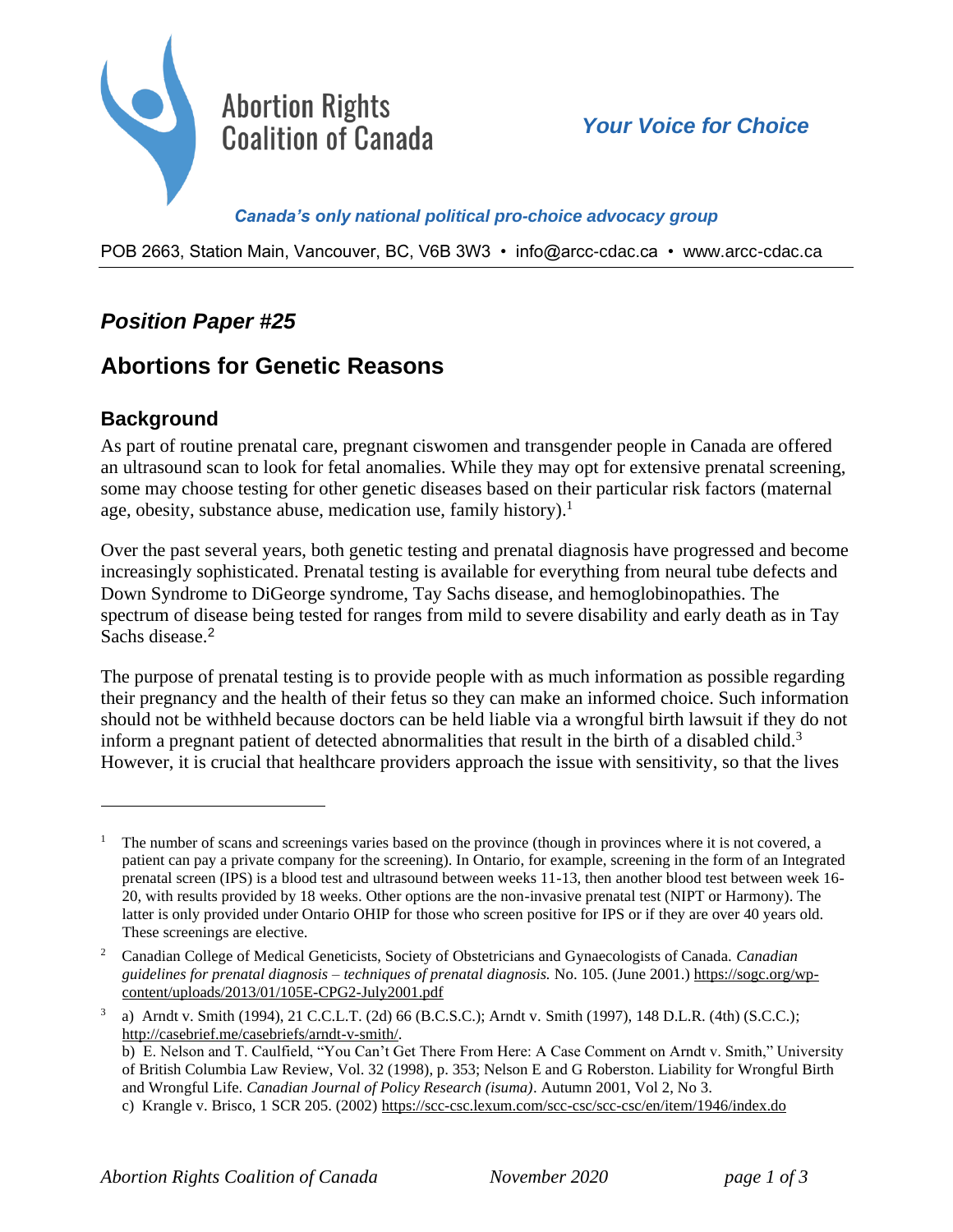# Abortion Rights Coalition of Canada

***Your Voice for Choice***

***Canada's only national political pro-choice advocacy group***

POB 2663, Station Main, Vancouver, BC, V6B 3W3 • info@arcc-cdac.ca • www.arcc-cdac.ca

## *Position Paper #25*

## Abortions for Genetic Reasons

### Background

As part of routine prenatal care, pregnant ciswomen and transgender people in Canada are offered an ultrasound scan to look for fetal anomalies. While they may opt for extensive prenatal screening, some may choose testing for other genetic diseases based on their particular risk factors (maternal age, obesity, substance abuse, medication use, family history).[1]

Over the past several years, both genetic testing and prenatal diagnosis have progressed and become increasingly sophisticated. Prenatal testing is available for everything from neural tube defects and Down Syndrome to DiGeorge syndrome, Tay Sachs disease, and hemoglobinopathies. The spectrum of disease being tested for ranges from mild to severe disability and early death as in Tay Sachs disease.[2]

The purpose of prenatal testing is to provide people with as much information as possible regarding their pregnancy and the health of their fetus so they can make an informed choice. Such information should not be withheld because doctors can be held liable via a wrongful birth lawsuit if they do not inform a pregnant patient of detected abnormalities that result in the birth of a disabled child.[3] However, it is crucial that healthcare providers approach the issue with sensitivity, so that the lives

---

[1] The number of scans and screenings varies based on the province (though in provinces where it is not covered, a patient can pay a private company for the screening). In Ontario, for example, screening in the form of an Integrated prenatal screen (IPS) is a blood test and ultrasound between weeks 11-13, then another blood test between week 16-20, with results provided by 18 weeks. Other options are the non-invasive prenatal test (NIPT or Harmony). The latter is only provided under Ontario OHIP for those who screen positive for IPS or if they are over 40 years old. These screenings are elective.

[2] Canadian College of Medical Geneticists, Society of Obstetricians and Gynaecologists of Canada. *Canadian guidelines for prenatal diagnosis – techniques of prenatal diagnosis.* No. 105. (June 2001.) https://sogc.org/wp-content/uploads/2013/01/105E-CPG2-July2001.pdf

[3] a) Arndt v. Smith (1994), 21 C.C.L.T. (2d) 66 (B.C.S.C.); Arndt v. Smith (1997), 148 D.L.R. (4th) (S.C.C.); http://casebrief.me/casebriefs/arndt-v-smith/.
b) E. Nelson and T. Caulfield, "You Can't Get There From Here: A Case Comment on Arndt v. Smith," University of British Columbia Law Review, Vol. 32 (1998), p. 353; Nelson E and G Roberston. Liability for Wrongful Birth and Wrongful Life. *Canadian Journal of Policy Research (isuma)*. Autumn 2001, Vol 2, No 3.
c) Krangle v. Brisco, 1 SCR 205. (2002) https://scc-csc.lexum.com/scc-csc/scc-csc/en/item/1946/index.do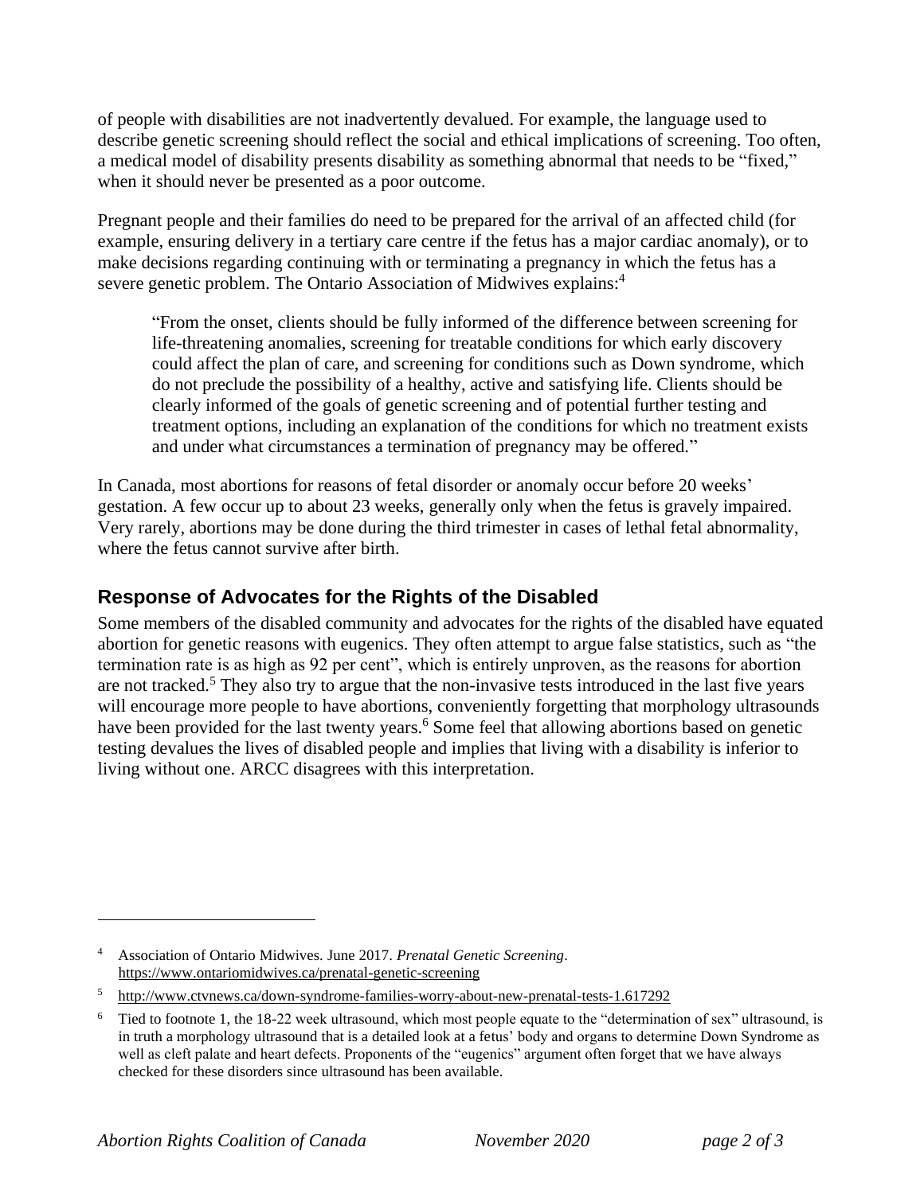of people with disabilities are not inadvertently devalued. For example, the language used to describe genetic screening should reflect the social and ethical implications of screening. Too often, a medical model of disability presents disability as something abnormal that needs to be "fixed," when it should never be presented as a poor outcome.

Pregnant people and their families do need to be prepared for the arrival of an affected child (for example, ensuring delivery in a tertiary care centre if the fetus has a major cardiac anomaly), or to make decisions regarding continuing with or terminating a pregnancy in which the fetus has a severe genetic problem. The Ontario Association of Midwives explains:[4]

> "From the onset, clients should be fully informed of the difference between screening for life-threatening anomalies, screening for treatable conditions for which early discovery could affect the plan of care, and screening for conditions such as Down syndrome, which do not preclude the possibility of a healthy, active and satisfying life. Clients should be clearly informed of the goals of genetic screening and of potential further testing and treatment options, including an explanation of the conditions for which no treatment exists and under what circumstances a termination of pregnancy may be offered."

In Canada, most abortions for reasons of fetal disorder or anomaly occur before 20 weeks' gestation. A few occur up to about 23 weeks, generally only when the fetus is gravely impaired. Very rarely, abortions may be done during the third trimester in cases of lethal fetal abnormality, where the fetus cannot survive after birth.

## Response of Advocates for the Rights of the Disabled

Some members of the disabled community and advocates for the rights of the disabled have equated abortion for genetic reasons with eugenics. They often attempt to argue false statistics, such as "the termination rate is as high as 92 per cent", which is entirely unproven, as the reasons for abortion are not tracked.[5] They also try to argue that the non-invasive tests introduced in the last five years will encourage more people to have abortions, conveniently forgetting that morphology ultrasounds have been provided for the last twenty years.[6] Some feel that allowing abortions based on genetic testing devalues the lives of disabled people and implies that living with a disability is inferior to living without one. ARCC disagrees with this interpretation.

---

[4] Association of Ontario Midwives. June 2017. *Prenatal Genetic Screening*. https://www.ontariomidwives.ca/prenatal-genetic-screening

[5] http://www.ctvnews.ca/down-syndrome-families-worry-about-new-prenatal-tests-1.617292

[6] Tied to footnote 1, the 18-22 week ultrasound, which most people equate to the "determination of sex" ultrasound, is in truth a morphology ultrasound that is a detailed look at a fetus' body and organs to determine Down Syndrome as well as cleft palate and heart defects. Proponents of the "eugenics" argument often forget that we have always checked for these disorders since ultrasound has been available.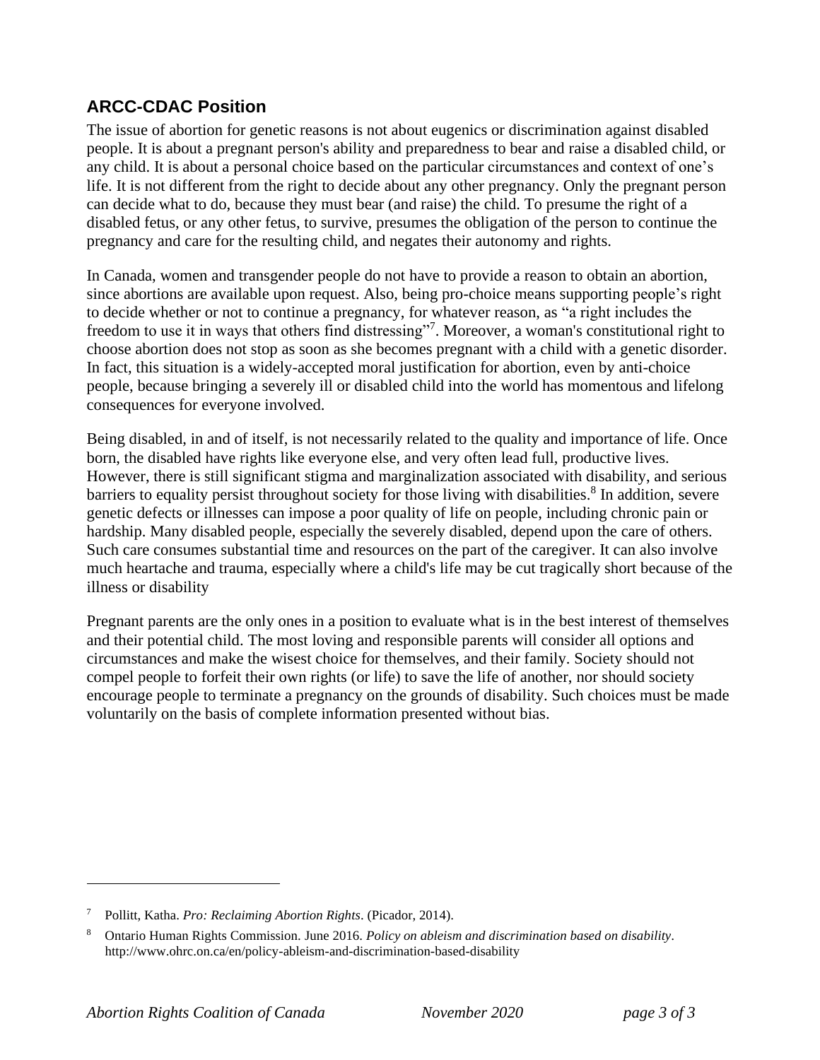## ARCC-CDAC Position

The issue of abortion for genetic reasons is not about eugenics or discrimination against disabled people. It is about a pregnant person's ability and preparedness to bear and raise a disabled child, or any child. It is about a personal choice based on the particular circumstances and context of one's life. It is not different from the right to decide about any other pregnancy. Only the pregnant person can decide what to do, because they must bear (and raise) the child. To presume the right of a disabled fetus, or any other fetus, to survive, presumes the obligation of the person to continue the pregnancy and care for the resulting child, and negates their autonomy and rights.

In Canada, women and transgender people do not have to provide a reason to obtain an abortion, since abortions are available upon request. Also, being pro-choice means supporting people's right to decide whether or not to continue a pregnancy, for whatever reason, as "a right includes the freedom to use it in ways that others find distressing"[7]. Moreover, a woman's constitutional right to choose abortion does not stop as soon as she becomes pregnant with a child with a genetic disorder. In fact, this situation is a widely-accepted moral justification for abortion, even by anti-choice people, because bringing a severely ill or disabled child into the world has momentous and lifelong consequences for everyone involved.

Being disabled, in and of itself, is not necessarily related to the quality and importance of life. Once born, the disabled have rights like everyone else, and very often lead full, productive lives. However, there is still significant stigma and marginalization associated with disability, and serious barriers to equality persist throughout society for those living with disabilities.[8] In addition, severe genetic defects or illnesses can impose a poor quality of life on people, including chronic pain or hardship. Many disabled people, especially the severely disabled, depend upon the care of others. Such care consumes substantial time and resources on the part of the caregiver. It can also involve much heartache and trauma, especially where a child's life may be cut tragically short because of the illness or disability

Pregnant parents are the only ones in a position to evaluate what is in the best interest of themselves and their potential child. The most loving and responsible parents will consider all options and circumstances and make the wisest choice for themselves, and their family. Society should not compel people to forfeit their own rights (or life) to save the life of another, nor should society encourage people to terminate a pregnancy on the grounds of disability. Such choices must be made voluntarily on the basis of complete information presented without bias.

---

[7] Pollitt, Katha. *Pro: Reclaiming Abortion Rights*. (Picador, 2014).

[8] Ontario Human Rights Commission. June 2016. *Policy on ableism and discrimination based on disability*. http://www.ohrc.on.ca/en/policy-ableism-and-discrimination-based-disability